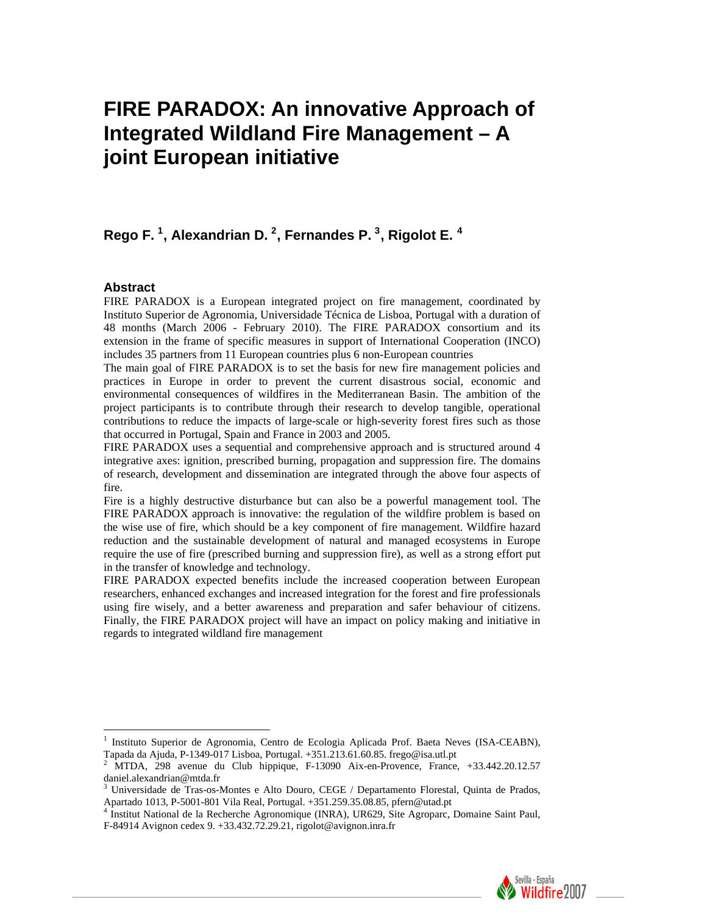# FIRE PARADOX: An innovative Approach of Integrated Wildland Fire Management – A joint European initiative

**Rego F. [1], Alexandrian D. [2], Fernandes P. [3], Rigolot E. [4]**

## Abstract

FIRE PARADOX is a European integrated project on fire management, coordinated by Instituto Superior de Agronomia, Universidade Técnica de Lisboa, Portugal with a duration of 48 months (March 2006 - February 2010). The FIRE PARADOX consortium and its extension in the frame of specific measures in support of International Cooperation (INCO) includes 35 partners from 11 European countries plus 6 non-European countries

The main goal of FIRE PARADOX is to set the basis for new fire management policies and practices in Europe in order to prevent the current disastrous social, economic and environmental consequences of wildfires in the Mediterranean Basin. The ambition of the project participants is to contribute through their research to develop tangible, operational contributions to reduce the impacts of large-scale or high-severity forest fires such as those that occurred in Portugal, Spain and France in 2003 and 2005.

FIRE PARADOX uses a sequential and comprehensive approach and is structured around 4 integrative axes: ignition, prescribed burning, propagation and suppression fire. The domains of research, development and dissemination are integrated through the above four aspects of fire.

Fire is a highly destructive disturbance but can also be a powerful management tool. The FIRE PARADOX approach is innovative: the regulation of the wildfire problem is based on the wise use of fire, which should be a key component of fire management. Wildfire hazard reduction and the sustainable development of natural and managed ecosystems in Europe require the use of fire (prescribed burning and suppression fire), as well as a strong effort put in the transfer of knowledge and technology.

FIRE PARADOX expected benefits include the increased cooperation between European researchers, enhanced exchanges and increased integration for the forest and fire professionals using fire wisely, and a better awareness and preparation and safer behaviour of citizens. Finally, the FIRE PARADOX project will have an impact on policy making and initiative in regards to integrated wildland fire management

---

[1] Instituto Superior de Agronomia, Centro de Ecologia Aplicada Prof. Baeta Neves (ISA-CEABN), Tapada da Ajuda, P-1349-017 Lisboa, Portugal. +351.213.61.60.85. frego@isa.utl.pt

[2] MTDA, 298 avenue du Club hippique, F-13090 Aix-en-Provence, France, +33.442.20.12.57 daniel.alexandrian@mtda.fr

[3] Universidade de Tras-os-Montes e Alto Douro, CEGE / Departamento Florestal, Quinta de Prados, Apartado 1013, P-5001-801 Vila Real, Portugal. +351.259.35.08.85, pfern@utad.pt

[4] Institut National de la Recherche Agronomique (INRA), UR629, Site Agroparc, Domaine Saint Paul, F-84914 Avignon cedex 9. +33.432.72.29.21, rigolot@avignon.inra.fr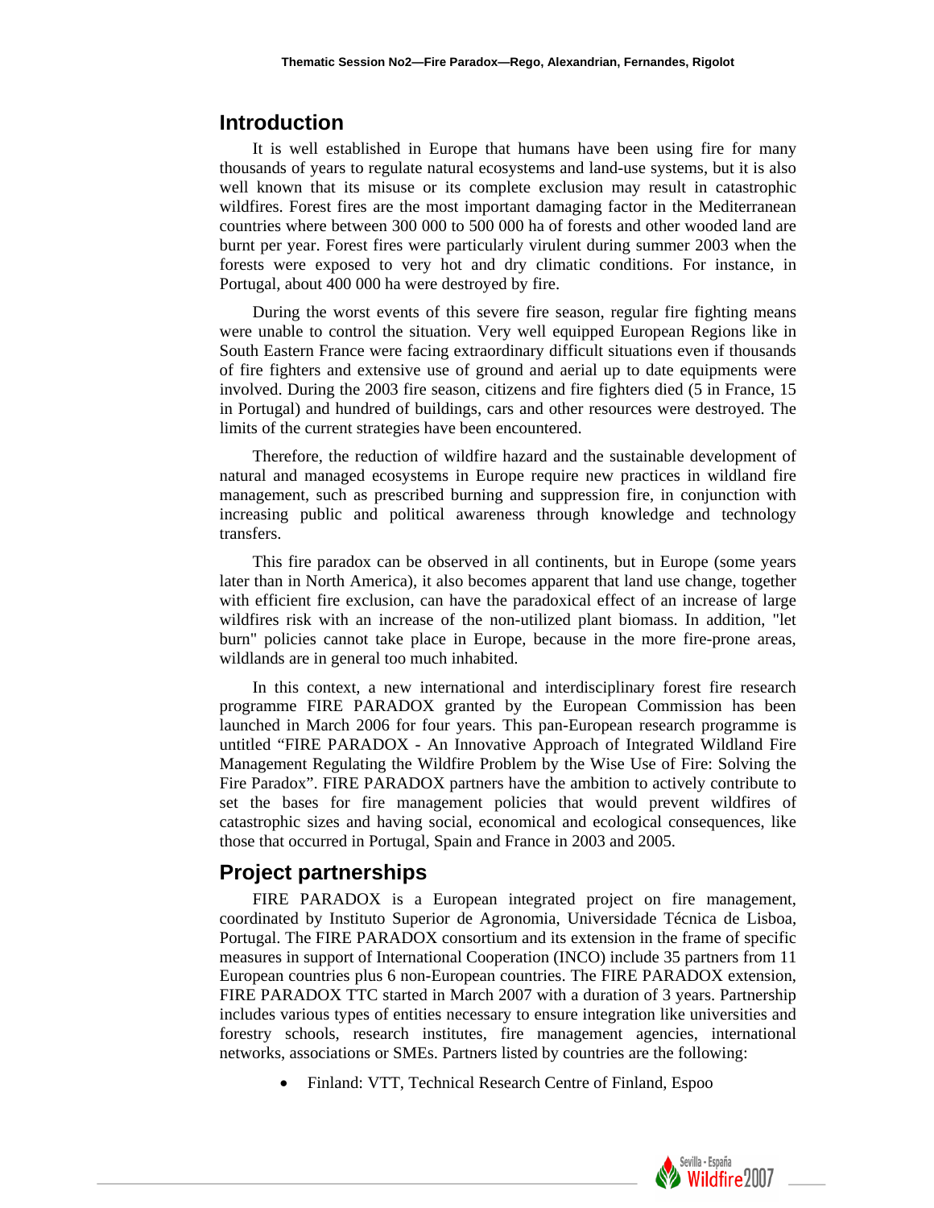## Introduction

It is well established in Europe that humans have been using fire for many thousands of years to regulate natural ecosystems and land-use systems, but it is also well known that its misuse or its complete exclusion may result in catastrophic wildfires. Forest fires are the most important damaging factor in the Mediterranean countries where between 300 000 to 500 000 ha of forests and other wooded land are burnt per year. Forest fires were particularly virulent during summer 2003 when the forests were exposed to very hot and dry climatic conditions. For instance, in Portugal, about 400 000 ha were destroyed by fire.

During the worst events of this severe fire season, regular fire fighting means were unable to control the situation. Very well equipped European Regions like in South Eastern France were facing extraordinary difficult situations even if thousands of fire fighters and extensive use of ground and aerial up to date equipments were involved. During the 2003 fire season, citizens and fire fighters died (5 in France, 15 in Portugal) and hundred of buildings, cars and other resources were destroyed. The limits of the current strategies have been encountered.

Therefore, the reduction of wildfire hazard and the sustainable development of natural and managed ecosystems in Europe require new practices in wildland fire management, such as prescribed burning and suppression fire, in conjunction with increasing public and political awareness through knowledge and technology transfers.

This fire paradox can be observed in all continents, but in Europe (some years later than in North America), it also becomes apparent that land use change, together with efficient fire exclusion, can have the paradoxical effect of an increase of large wildfires risk with an increase of the non-utilized plant biomass. In addition, "let burn" policies cannot take place in Europe, because in the more fire-prone areas, wildlands are in general too much inhabited.

In this context, a new international and interdisciplinary forest fire research programme FIRE PARADOX granted by the European Commission has been launched in March 2006 for four years. This pan-European research programme is untitled "FIRE PARADOX - An Innovative Approach of Integrated Wildland Fire Management Regulating the Wildfire Problem by the Wise Use of Fire: Solving the Fire Paradox". FIRE PARADOX partners have the ambition to actively contribute to set the bases for fire management policies that would prevent wildfires of catastrophic sizes and having social, economical and ecological consequences, like those that occurred in Portugal, Spain and France in 2003 and 2005.

## Project partnerships

FIRE PARADOX is a European integrated project on fire management, coordinated by Instituto Superior de Agronomia, Universidade Técnica de Lisboa, Portugal. The FIRE PARADOX consortium and its extension in the frame of specific measures in support of International Cooperation (INCO) include 35 partners from 11 European countries plus 6 non-European countries. The FIRE PARADOX extension, FIRE PARADOX TTC started in March 2007 with a duration of 3 years. Partnership includes various types of entities necessary to ensure integration like universities and forestry schools, research institutes, fire management agencies, international networks, associations or SMEs. Partners listed by countries are the following:

- Finland: VTT, Technical Research Centre of Finland, Espoo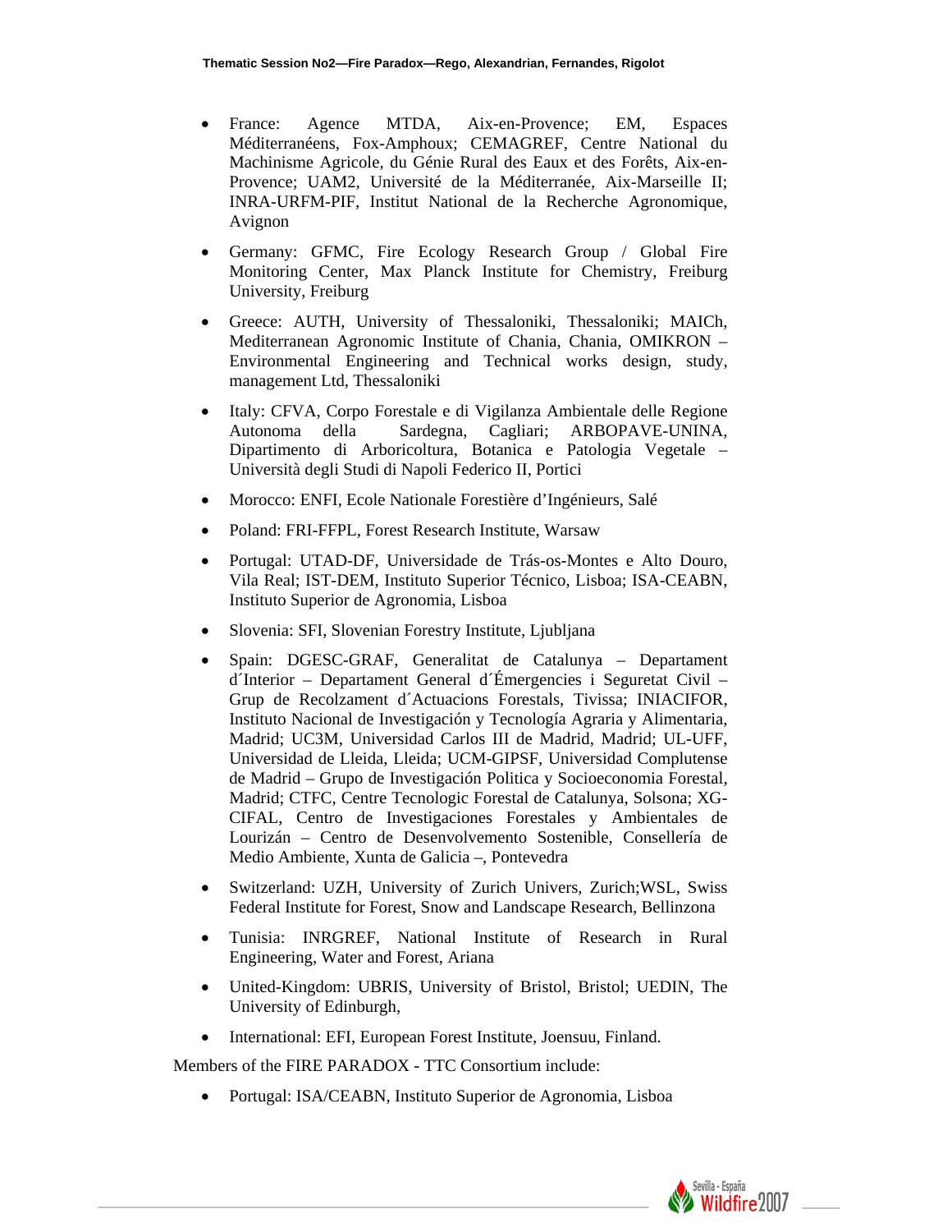- France: Agence MTDA, Aix-en-Provence; EM, Espaces Méditerranéens, Fox-Amphoux; CEMAGREF, Centre National du Machinisme Agricole, du Génie Rural des Eaux et des Forêts, Aix-en-Provence; UAM2, Université de la Méditerranée, Aix-Marseille II; INRA-URFM-PIF, Institut National de la Recherche Agronomique, Avignon
- Germany: GFMC, Fire Ecology Research Group / Global Fire Monitoring Center, Max Planck Institute for Chemistry, Freiburg University, Freiburg
- Greece: AUTH, University of Thessaloniki, Thessaloniki; MAICh, Mediterranean Agronomic Institute of Chania, Chania, OMIKRON – Environmental Engineering and Technical works design, study, management Ltd, Thessaloniki
- Italy: CFVA, Corpo Forestale e di Vigilanza Ambientale delle Regione Autonoma della Sardegna, Cagliari; ARBOPAVE-UNINA, Dipartimento di Arboricoltura, Botanica e Patologia Vegetale – Università degli Studi di Napoli Federico II, Portici
- Morocco: ENFI, Ecole Nationale Forestière d'Ingénieurs, Salé
- Poland: FRI-FFPL, Forest Research Institute, Warsaw
- Portugal: UTAD-DF, Universidade de Trás-os-Montes e Alto Douro, Vila Real; IST-DEM, Instituto Superior Técnico, Lisboa; ISA-CEABN, Instituto Superior de Agronomia, Lisboa
- Slovenia: SFI, Slovenian Forestry Institute, Ljubljana
- Spain: DGESC-GRAF, Generalitat de Catalunya – Departament d´Interior – Departament General d´Émergencies i Seguretat Civil – Grup de Recolzament d´Actuacions Forestals, Tivissa; INIACIFOR, Instituto Nacional de Investigación y Tecnología Agraria y Alimentaria, Madrid; UC3M, Universidad Carlos III de Madrid, Madrid; UL-UFF, Universidad de Lleida, Lleida; UCM-GIPSF, Universidad Complutense de Madrid – Grupo de Investigación Politica y Socioeconomia Forestal, Madrid; CTFC, Centre Tecnologic Forestal de Catalunya, Solsona; XG-CIFAL, Centro de Investigaciones Forestales y Ambientales de Lourizán – Centro de Desenvolvemento Sostenible, Consellería de Medio Ambiente, Xunta de Galicia –, Pontevedra
- Switzerland: UZH, University of Zurich Univers, Zurich;WSL, Swiss Federal Institute for Forest, Snow and Landscape Research, Bellinzona
- Tunisia: INRGREF, National Institute of Research in Rural Engineering, Water and Forest, Ariana
- United-Kingdom: UBRIS, University of Bristol, Bristol; UEDIN, The University of Edinburgh,
- International: EFI, European Forest Institute, Joensuu, Finland.

Members of the FIRE PARADOX - TTC Consortium include:

- Portugal: ISA/CEABN, Instituto Superior de Agronomia, Lisboa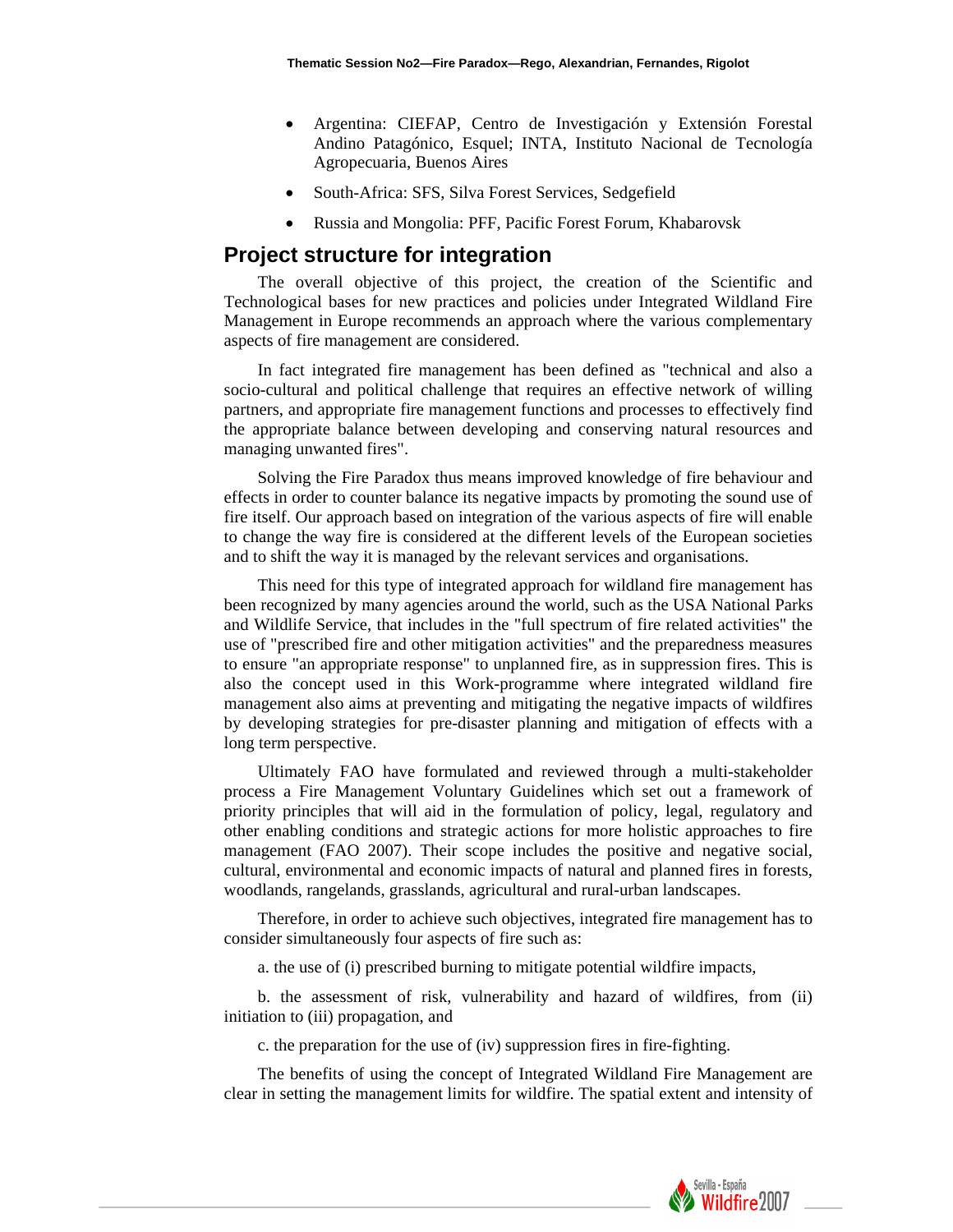- Argentina: CIEFAP, Centro de Investigación y Extensión Forestal Andino Patagónico, Esquel; INTA, Instituto Nacional de Tecnología Agropecuaria, Buenos Aires
- South-Africa: SFS, Silva Forest Services, Sedgefield
- Russia and Mongolia: PFF, Pacific Forest Forum, Khabarovsk

## Project structure for integration

The overall objective of this project, the creation of the Scientific and Technological bases for new practices and policies under Integrated Wildland Fire Management in Europe recommends an approach where the various complementary aspects of fire management are considered.

In fact integrated fire management has been defined as "technical and also a socio-cultural and political challenge that requires an effective network of willing partners, and appropriate fire management functions and processes to effectively find the appropriate balance between developing and conserving natural resources and managing unwanted fires".

Solving the Fire Paradox thus means improved knowledge of fire behaviour and effects in order to counter balance its negative impacts by promoting the sound use of fire itself. Our approach based on integration of the various aspects of fire will enable to change the way fire is considered at the different levels of the European societies and to shift the way it is managed by the relevant services and organisations.

This need for this type of integrated approach for wildland fire management has been recognized by many agencies around the world, such as the USA National Parks and Wildlife Service, that includes in the "full spectrum of fire related activities" the use of "prescribed fire and other mitigation activities" and the preparedness measures to ensure "an appropriate response" to unplanned fire, as in suppression fires. This is also the concept used in this Work-programme where integrated wildland fire management also aims at preventing and mitigating the negative impacts of wildfires by developing strategies for pre-disaster planning and mitigation of effects with a long term perspective.

Ultimately FAO have formulated and reviewed through a multi-stakeholder process a Fire Management Voluntary Guidelines which set out a framework of priority principles that will aid in the formulation of policy, legal, regulatory and other enabling conditions and strategic actions for more holistic approaches to fire management (FAO 2007). Their scope includes the positive and negative social, cultural, environmental and economic impacts of natural and planned fires in forests, woodlands, rangelands, grasslands, agricultural and rural-urban landscapes.

Therefore, in order to achieve such objectives, integrated fire management has to consider simultaneously four aspects of fire such as:

a. the use of (i) prescribed burning to mitigate potential wildfire impacts,

b. the assessment of risk, vulnerability and hazard of wildfires, from (ii) initiation to (iii) propagation, and

c. the preparation for the use of (iv) suppression fires in fire-fighting.

The benefits of using the concept of Integrated Wildland Fire Management are clear in setting the management limits for wildfire. The spatial extent and intensity of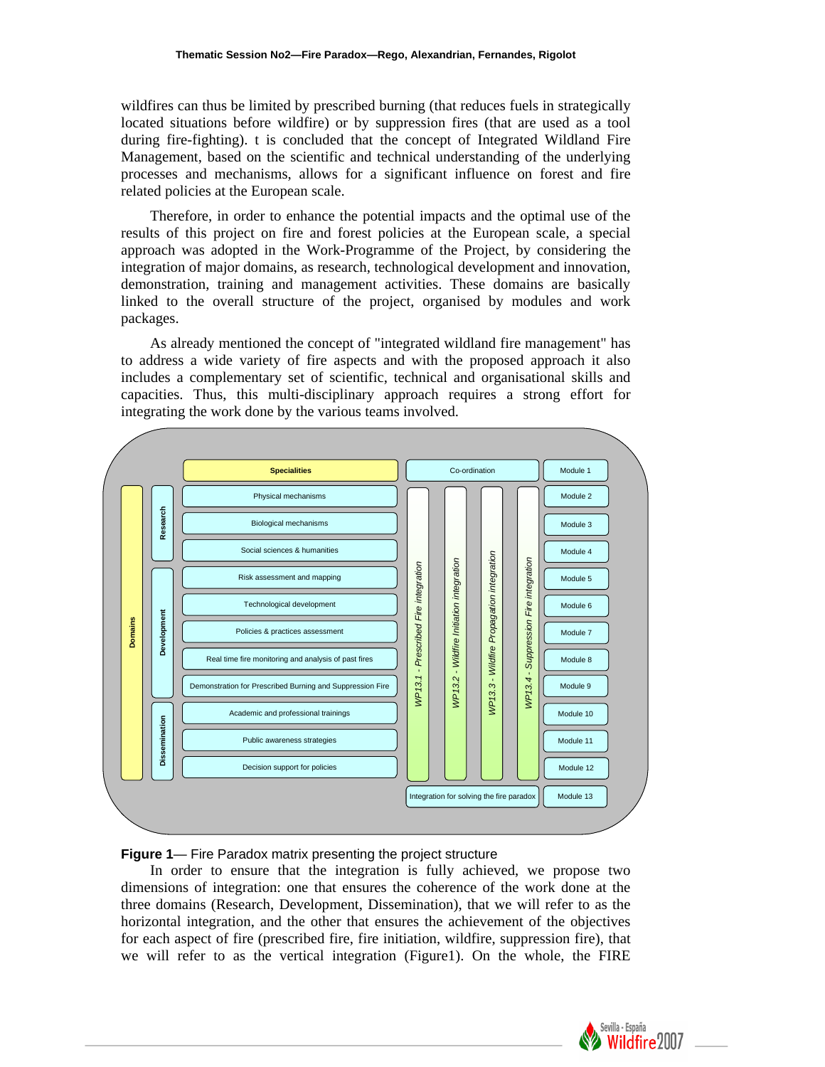wildfires can thus be limited by prescribed burning (that reduces fuels in strategically located situations before wildfire) or by suppression fires (that are used as a tool during fire-fighting). t is concluded that the concept of Integrated Wildland Fire Management, based on the scientific and technical understanding of the underlying processes and mechanisms, allows for a significant influence on forest and fire related policies at the European scale.

Therefore, in order to enhance the potential impacts and the optimal use of the results of this project on fire and forest policies at the European scale, a special approach was adopted in the Work-Programme of the Project, by considering the integration of major domains, as research, technological development and innovation, demonstration, training and management activities. These domains are basically linked to the overall structure of the project, organised by modules and work packages.

As already mentioned the concept of "integrated wildland fire management" has to address a wide variety of fire aspects and with the proposed approach it also includes a complementary set of scientific, technical and organisational skills and capacities. Thus, this multi-disciplinary approach requires a strong effort for integrating the work done by the various teams involved.

**Figure 1**— Fire Paradox matrix presenting the project structure

In order to ensure that the integration is fully achieved, we propose two dimensions of integration: one that ensures the coherence of the work done at the three domains (Research, Development, Dissemination), that we will refer to as the horizontal integration, and the other that ensures the achievement of the objectives for each aspect of fire (prescribed fire, fire initiation, wildfire, suppression fire), that we will refer to as the vertical integration (Figure1). On the whole, the FIRE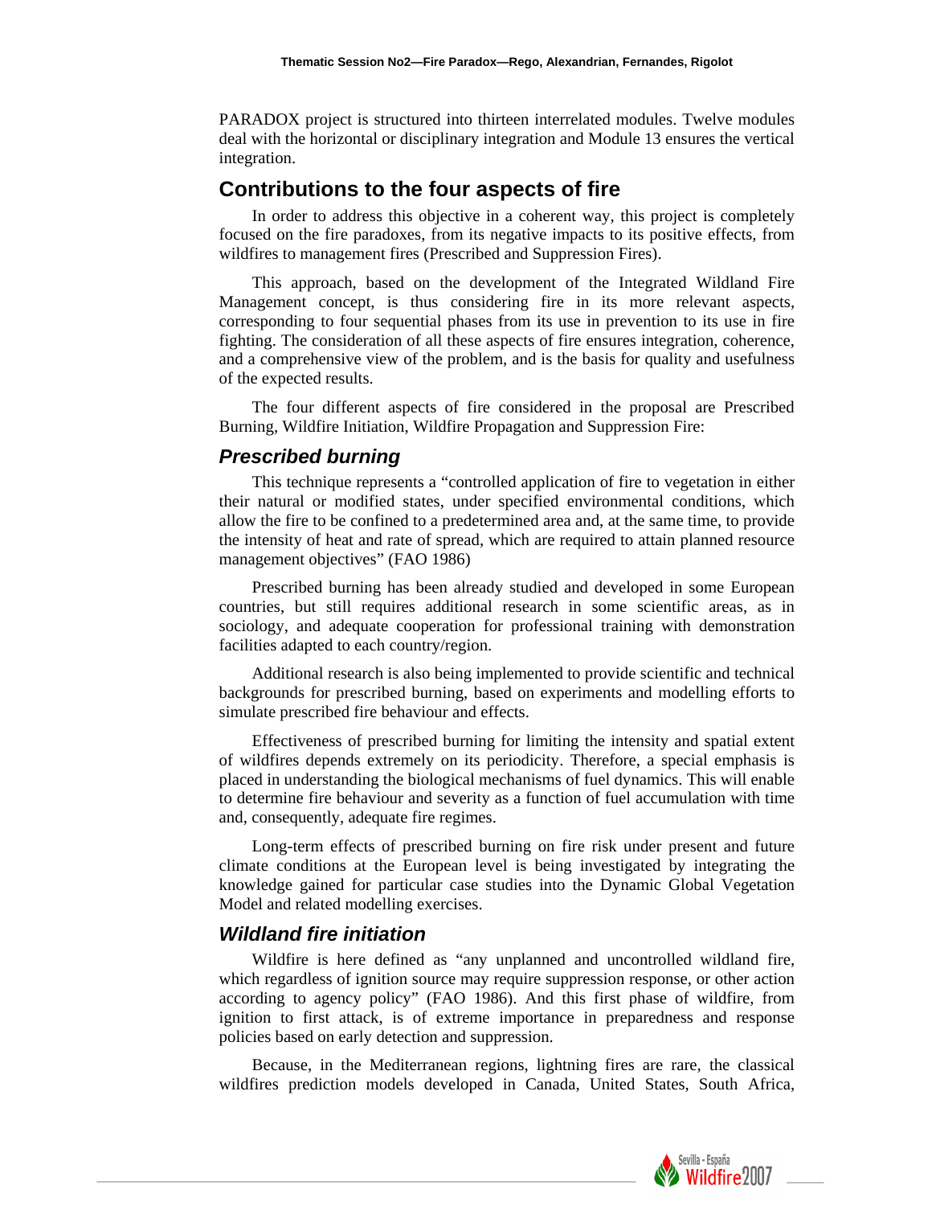PARADOX project is structured into thirteen interrelated modules. Twelve modules deal with the horizontal or disciplinary integration and Module 13 ensures the vertical integration.

## Contributions to the four aspects of fire

In order to address this objective in a coherent way, this project is completely focused on the fire paradoxes, from its negative impacts to its positive effects, from wildfires to management fires (Prescribed and Suppression Fires).

This approach, based on the development of the Integrated Wildland Fire Management concept, is thus considering fire in its more relevant aspects, corresponding to four sequential phases from its use in prevention to its use in fire fighting. The consideration of all these aspects of fire ensures integration, coherence, and a comprehensive view of the problem, and is the basis for quality and usefulness of the expected results.

The four different aspects of fire considered in the proposal are Prescribed Burning, Wildfire Initiation, Wildfire Propagation and Suppression Fire:

### *Prescribed burning*

This technique represents a "controlled application of fire to vegetation in either their natural or modified states, under specified environmental conditions, which allow the fire to be confined to a predetermined area and, at the same time, to provide the intensity of heat and rate of spread, which are required to attain planned resource management objectives" (FAO 1986)

Prescribed burning has been already studied and developed in some European countries, but still requires additional research in some scientific areas, as in sociology, and adequate cooperation for professional training with demonstration facilities adapted to each country/region.

Additional research is also being implemented to provide scientific and technical backgrounds for prescribed burning, based on experiments and modelling efforts to simulate prescribed fire behaviour and effects.

Effectiveness of prescribed burning for limiting the intensity and spatial extent of wildfires depends extremely on its periodicity. Therefore, a special emphasis is placed in understanding the biological mechanisms of fuel dynamics. This will enable to determine fire behaviour and severity as a function of fuel accumulation with time and, consequently, adequate fire regimes.

Long-term effects of prescribed burning on fire risk under present and future climate conditions at the European level is being investigated by integrating the knowledge gained for particular case studies into the Dynamic Global Vegetation Model and related modelling exercises.

### *Wildland fire initiation*

Wildfire is here defined as "any unplanned and uncontrolled wildland fire, which regardless of ignition source may require suppression response, or other action according to agency policy" (FAO 1986). And this first phase of wildfire, from ignition to first attack, is of extreme importance in preparedness and response policies based on early detection and suppression.

Because, in the Mediterranean regions, lightning fires are rare, the classical wildfires prediction models developed in Canada, United States, South Africa,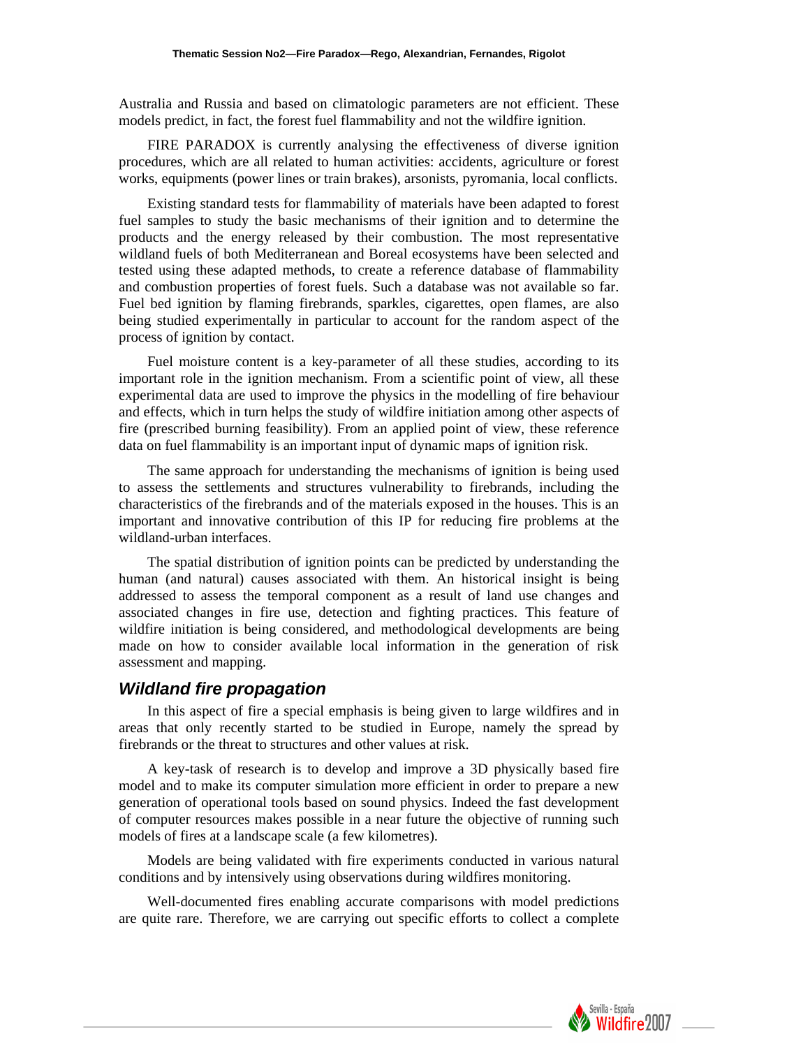Australia and Russia and based on climatologic parameters are not efficient. These models predict, in fact, the forest fuel flammability and not the wildfire ignition.

FIRE PARADOX is currently analysing the effectiveness of diverse ignition procedures, which are all related to human activities: accidents, agriculture or forest works, equipments (power lines or train brakes), arsonists, pyromania, local conflicts.

Existing standard tests for flammability of materials have been adapted to forest fuel samples to study the basic mechanisms of their ignition and to determine the products and the energy released by their combustion. The most representative wildland fuels of both Mediterranean and Boreal ecosystems have been selected and tested using these adapted methods, to create a reference database of flammability and combustion properties of forest fuels. Such a database was not available so far. Fuel bed ignition by flaming firebrands, sparkles, cigarettes, open flames, are also being studied experimentally in particular to account for the random aspect of the process of ignition by contact.

Fuel moisture content is a key-parameter of all these studies, according to its important role in the ignition mechanism. From a scientific point of view, all these experimental data are used to improve the physics in the modelling of fire behaviour and effects, which in turn helps the study of wildfire initiation among other aspects of fire (prescribed burning feasibility). From an applied point of view, these reference data on fuel flammability is an important input of dynamic maps of ignition risk.

The same approach for understanding the mechanisms of ignition is being used to assess the settlements and structures vulnerability to firebrands, including the characteristics of the firebrands and of the materials exposed in the houses. This is an important and innovative contribution of this IP for reducing fire problems at the wildland-urban interfaces.

The spatial distribution of ignition points can be predicted by understanding the human (and natural) causes associated with them. An historical insight is being addressed to assess the temporal component as a result of land use changes and associated changes in fire use, detection and fighting practices. This feature of wildfire initiation is being considered, and methodological developments are being made on how to consider available local information in the generation of risk assessment and mapping.

## *Wildland fire propagation*

In this aspect of fire a special emphasis is being given to large wildfires and in areas that only recently started to be studied in Europe, namely the spread by firebrands or the threat to structures and other values at risk.

A key-task of research is to develop and improve a 3D physically based fire model and to make its computer simulation more efficient in order to prepare a new generation of operational tools based on sound physics. Indeed the fast development of computer resources makes possible in a near future the objective of running such models of fires at a landscape scale (a few kilometres).

Models are being validated with fire experiments conducted in various natural conditions and by intensively using observations during wildfires monitoring.

Well-documented fires enabling accurate comparisons with model predictions are quite rare. Therefore, we are carrying out specific efforts to collect a complete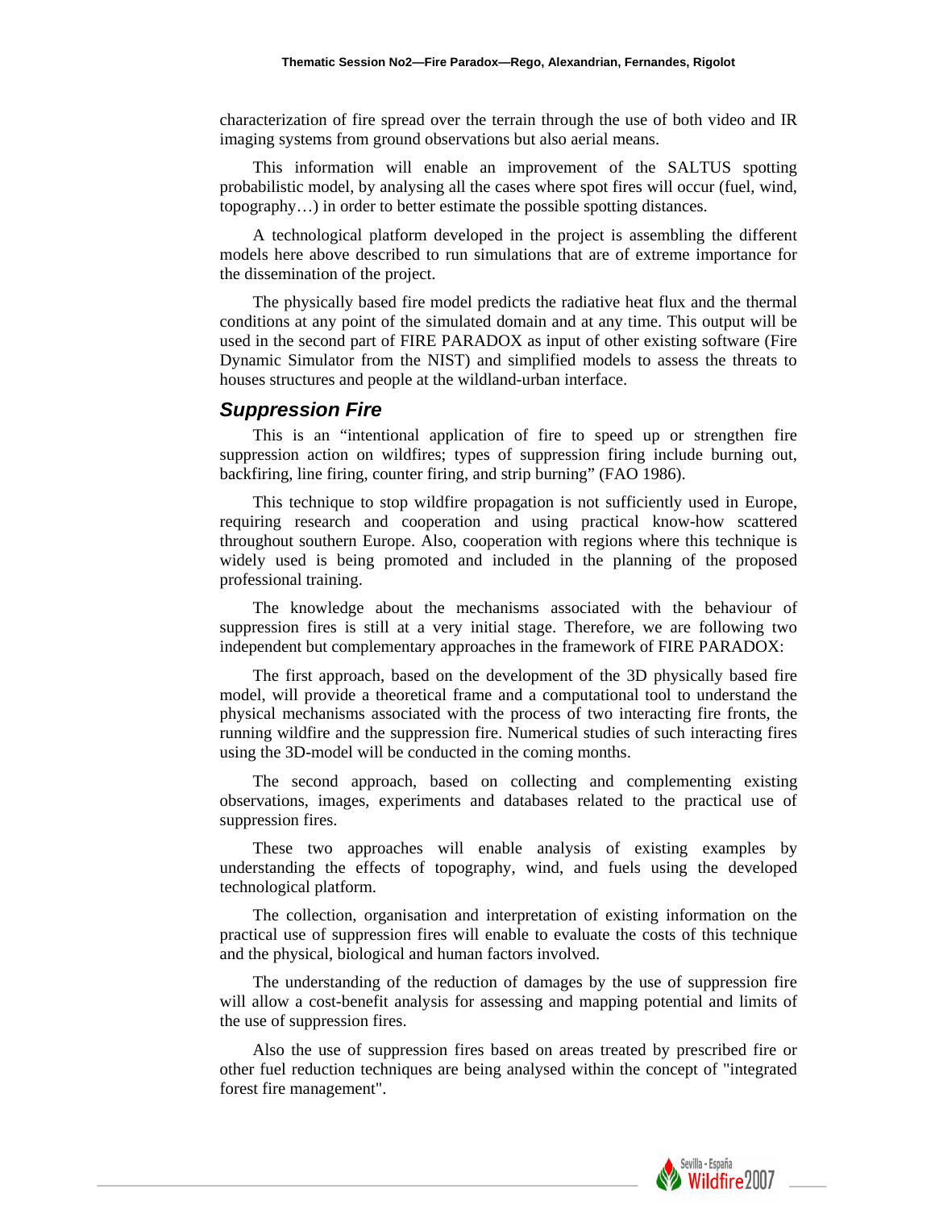characterization of fire spread over the terrain through the use of both video and IR imaging systems from ground observations but also aerial means.

This information will enable an improvement of the SALTUS spotting probabilistic model, by analysing all the cases where spot fires will occur (fuel, wind, topography…) in order to better estimate the possible spotting distances.

A technological platform developed in the project is assembling the different models here above described to run simulations that are of extreme importance for the dissemination of the project.

The physically based fire model predicts the radiative heat flux and the thermal conditions at any point of the simulated domain and at any time. This output will be used in the second part of FIRE PARADOX as input of other existing software (Fire Dynamic Simulator from the NIST) and simplified models to assess the threats to houses structures and people at the wildland-urban interface.

### *Suppression Fire*

This is an "intentional application of fire to speed up or strengthen fire suppression action on wildfires; types of suppression firing include burning out, backfiring, line firing, counter firing, and strip burning" (FAO 1986).

This technique to stop wildfire propagation is not sufficiently used in Europe, requiring research and cooperation and using practical know-how scattered throughout southern Europe. Also, cooperation with regions where this technique is widely used is being promoted and included in the planning of the proposed professional training.

The knowledge about the mechanisms associated with the behaviour of suppression fires is still at a very initial stage. Therefore, we are following two independent but complementary approaches in the framework of FIRE PARADOX:

The first approach, based on the development of the 3D physically based fire model, will provide a theoretical frame and a computational tool to understand the physical mechanisms associated with the process of two interacting fire fronts, the running wildfire and the suppression fire. Numerical studies of such interacting fires using the 3D-model will be conducted in the coming months.

The second approach, based on collecting and complementing existing observations, images, experiments and databases related to the practical use of suppression fires.

These two approaches will enable analysis of existing examples by understanding the effects of topography, wind, and fuels using the developed technological platform.

The collection, organisation and interpretation of existing information on the practical use of suppression fires will enable to evaluate the costs of this technique and the physical, biological and human factors involved.

The understanding of the reduction of damages by the use of suppression fire will allow a cost-benefit analysis for assessing and mapping potential and limits of the use of suppression fires.

Also the use of suppression fires based on areas treated by prescribed fire or other fuel reduction techniques are being analysed within the concept of "integrated forest fire management".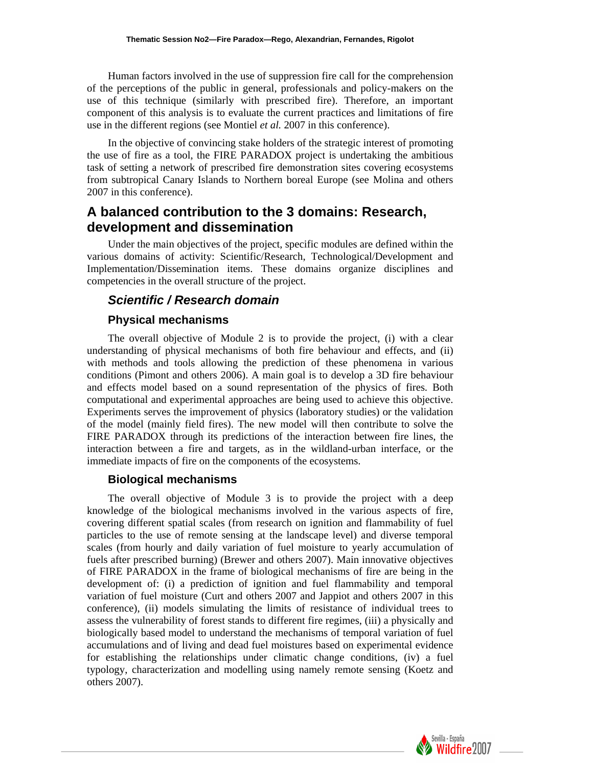Human factors involved in the use of suppression fire call for the comprehension of the perceptions of the public in general, professionals and policy-makers on the use of this technique (similarly with prescribed fire). Therefore, an important component of this analysis is to evaluate the current practices and limitations of fire use in the different regions (see Montiel *et al.* 2007 in this conference).

In the objective of convincing stake holders of the strategic interest of promoting the use of fire as a tool, the FIRE PARADOX project is undertaking the ambitious task of setting a network of prescribed fire demonstration sites covering ecosystems from subtropical Canary Islands to Northern boreal Europe (see Molina and others 2007 in this conference).

## A balanced contribution to the 3 domains: Research, development and dissemination

Under the main objectives of the project, specific modules are defined within the various domains of activity: Scientific/Research, Technological/Development and Implementation/Dissemination items. These domains organize disciplines and competencies in the overall structure of the project.

### *Scientific / Research domain*

#### Physical mechanisms

The overall objective of Module 2 is to provide the project, (i) with a clear understanding of physical mechanisms of both fire behaviour and effects, and (ii) with methods and tools allowing the prediction of these phenomena in various conditions (Pimont and others 2006). A main goal is to develop a 3D fire behaviour and effects model based on a sound representation of the physics of fires. Both computational and experimental approaches are being used to achieve this objective. Experiments serves the improvement of physics (laboratory studies) or the validation of the model (mainly field fires). The new model will then contribute to solve the FIRE PARADOX through its predictions of the interaction between fire lines, the interaction between a fire and targets, as in the wildland-urban interface, or the immediate impacts of fire on the components of the ecosystems.

#### Biological mechanisms

The overall objective of Module 3 is to provide the project with a deep knowledge of the biological mechanisms involved in the various aspects of fire, covering different spatial scales (from research on ignition and flammability of fuel particles to the use of remote sensing at the landscape level) and diverse temporal scales (from hourly and daily variation of fuel moisture to yearly accumulation of fuels after prescribed burning) (Brewer and others 2007). Main innovative objectives of FIRE PARADOX in the frame of biological mechanisms of fire are being in the development of: (i) a prediction of ignition and fuel flammability and temporal variation of fuel moisture (Curt and others 2007 and Jappiot and others 2007 in this conference), (ii) models simulating the limits of resistance of individual trees to assess the vulnerability of forest stands to different fire regimes, (iii) a physically and biologically based model to understand the mechanisms of temporal variation of fuel accumulations and of living and dead fuel moistures based on experimental evidence for establishing the relationships under climatic change conditions, (iv) a fuel typology, characterization and modelling using namely remote sensing (Koetz and others 2007).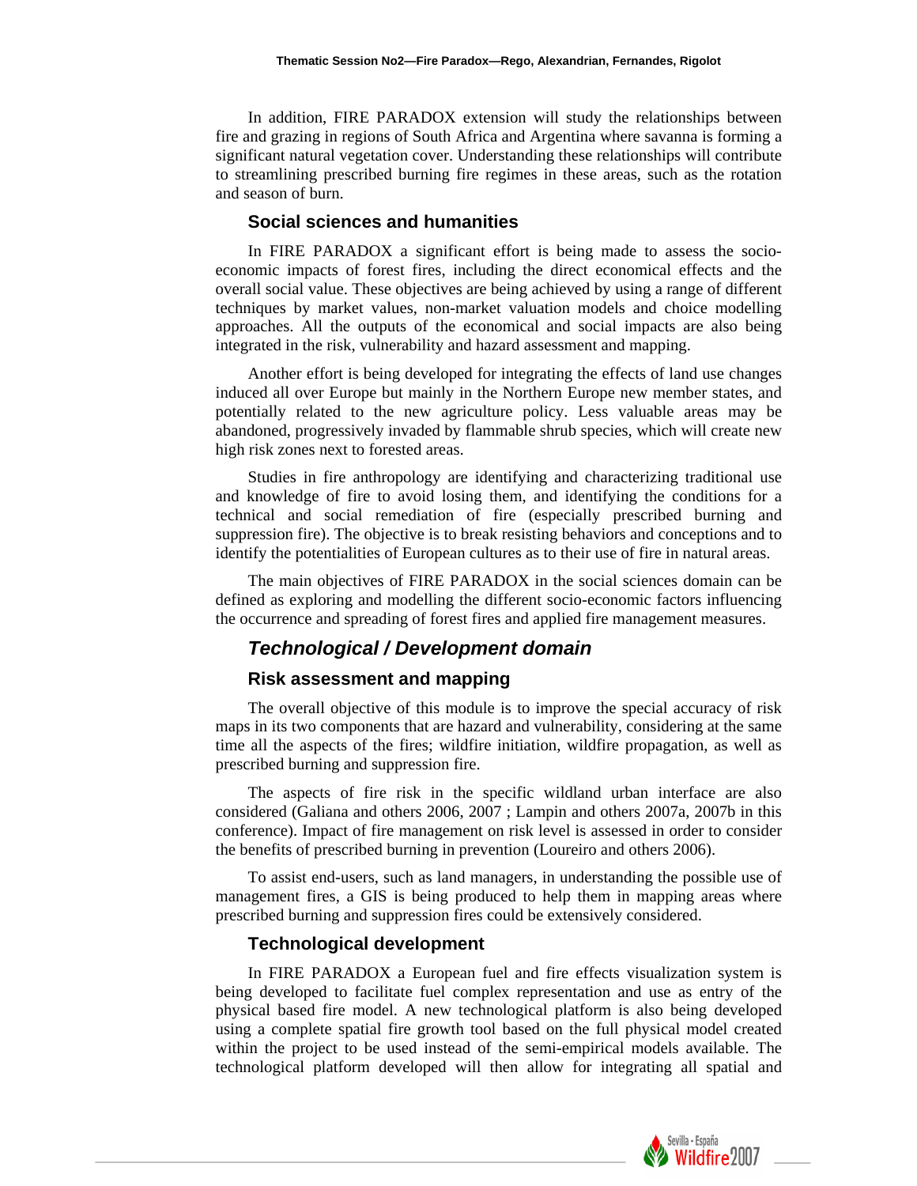In addition, FIRE PARADOX extension will study the relationships between fire and grazing in regions of South Africa and Argentina where savanna is forming a significant natural vegetation cover. Understanding these relationships will contribute to streamlining prescribed burning fire regimes in these areas, such as the rotation and season of burn.

### Social sciences and humanities

In FIRE PARADOX a significant effort is being made to assess the socio-economic impacts of forest fires, including the direct economical effects and the overall social value. These objectives are being achieved by using a range of different techniques by market values, non-market valuation models and choice modelling approaches. All the outputs of the economical and social impacts are also being integrated in the risk, vulnerability and hazard assessment and mapping.

Another effort is being developed for integrating the effects of land use changes induced all over Europe but mainly in the Northern Europe new member states, and potentially related to the new agriculture policy. Less valuable areas may be abandoned, progressively invaded by flammable shrub species, which will create new high risk zones next to forested areas.

Studies in fire anthropology are identifying and characterizing traditional use and knowledge of fire to avoid losing them, and identifying the conditions for a technical and social remediation of fire (especially prescribed burning and suppression fire). The objective is to break resisting behaviors and conceptions and to identify the potentialities of European cultures as to their use of fire in natural areas.

The main objectives of FIRE PARADOX in the social sciences domain can be defined as exploring and modelling the different socio-economic factors influencing the occurrence and spreading of forest fires and applied fire management measures.

## *Technological / Development domain*

### Risk assessment and mapping

The overall objective of this module is to improve the special accuracy of risk maps in its two components that are hazard and vulnerability, considering at the same time all the aspects of the fires; wildfire initiation, wildfire propagation, as well as prescribed burning and suppression fire.

The aspects of fire risk in the specific wildland urban interface are also considered (Galiana and others 2006, 2007 ; Lampin and others 2007a, 2007b in this conference). Impact of fire management on risk level is assessed in order to consider the benefits of prescribed burning in prevention (Loureiro and others 2006).

To assist end-users, such as land managers, in understanding the possible use of management fires, a GIS is being produced to help them in mapping areas where prescribed burning and suppression fires could be extensively considered.

### Technological development

In FIRE PARADOX a European fuel and fire effects visualization system is being developed to facilitate fuel complex representation and use as entry of the physical based fire model. A new technological platform is also being developed using a complete spatial fire growth tool based on the full physical model created within the project to be used instead of the semi-empirical models available. The technological platform developed will then allow for integrating all spatial and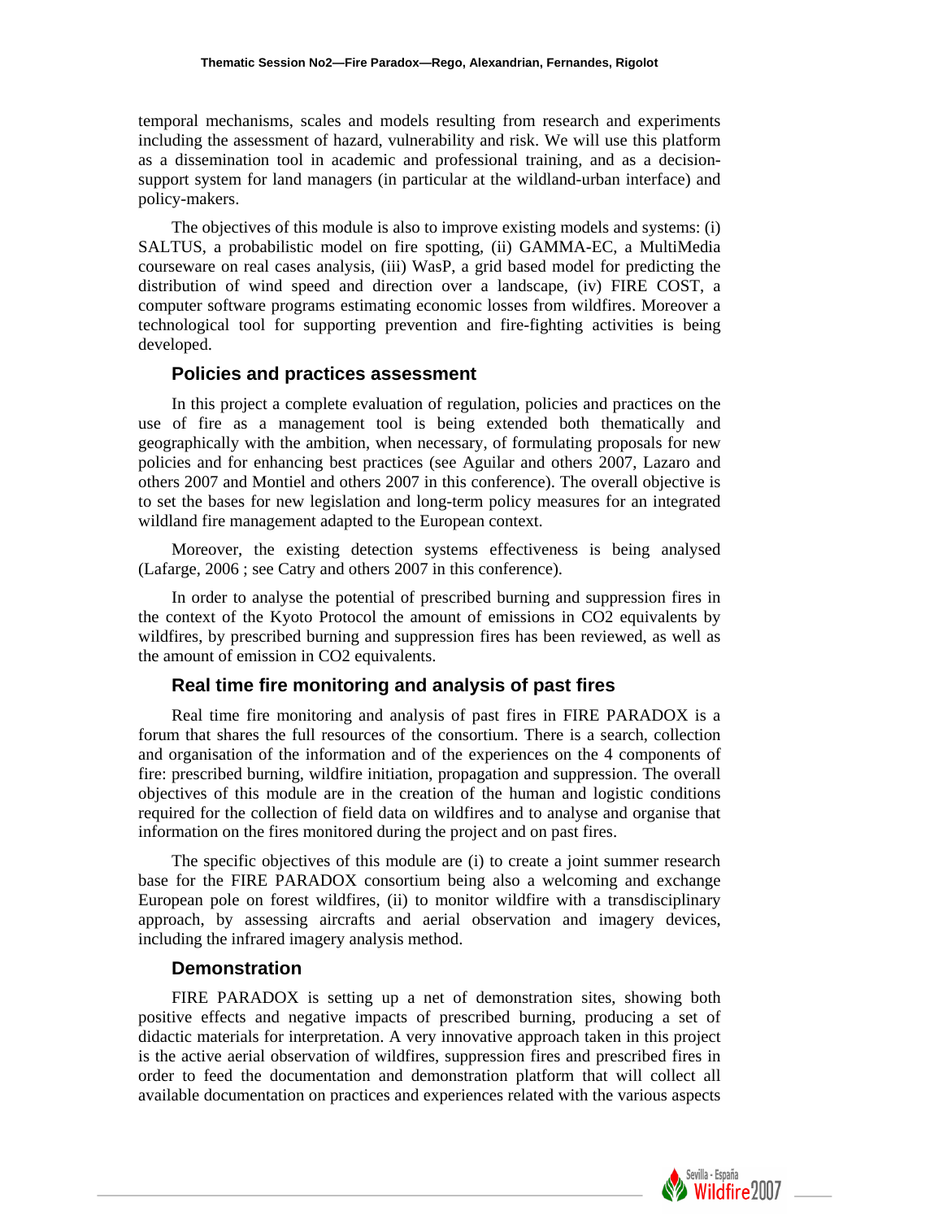temporal mechanisms, scales and models resulting from research and experiments including the assessment of hazard, vulnerability and risk. We will use this platform as a dissemination tool in academic and professional training, and as a decision-support system for land managers (in particular at the wildland-urban interface) and policy-makers.

The objectives of this module is also to improve existing models and systems: (i) SALTUS, a probabilistic model on fire spotting, (ii) GAMMA-EC, a MultiMedia courseware on real cases analysis, (iii) WasP, a grid based model for predicting the distribution of wind speed and direction over a landscape, (iv) FIRE COST, a computer software programs estimating economic losses from wildfires. Moreover a technological tool for supporting prevention and fire-fighting activities is being developed.

### Policies and practices assessment

In this project a complete evaluation of regulation, policies and practices on the use of fire as a management tool is being extended both thematically and geographically with the ambition, when necessary, of formulating proposals for new policies and for enhancing best practices (see Aguilar and others 2007, Lazaro and others 2007 and Montiel and others 2007 in this conference). The overall objective is to set the bases for new legislation and long-term policy measures for an integrated wildland fire management adapted to the European context.

Moreover, the existing detection systems effectiveness is being analysed (Lafarge, 2006 ; see Catry and others 2007 in this conference).

In order to analyse the potential of prescribed burning and suppression fires in the context of the Kyoto Protocol the amount of emissions in $CO_2$ equivalents by wildfires, by prescribed burning and suppression fires has been reviewed, as well as the amount of emission in $CO_2$ equivalents.

### Real time fire monitoring and analysis of past fires

Real time fire monitoring and analysis of past fires in FIRE PARADOX is a forum that shares the full resources of the consortium. There is a search, collection and organisation of the information and of the experiences on the 4 components of fire: prescribed burning, wildfire initiation, propagation and suppression. The overall objectives of this module are in the creation of the human and logistic conditions required for the collection of field data on wildfires and to analyse and organise that information on the fires monitored during the project and on past fires.

The specific objectives of this module are (i) to create a joint summer research base for the FIRE PARADOX consortium being also a welcoming and exchange European pole on forest wildfires, (ii) to monitor wildfire with a transdisciplinary approach, by assessing aircrafts and aerial observation and imagery devices, including the infrared imagery analysis method.

### Demonstration

FIRE PARADOX is setting up a net of demonstration sites, showing both positive effects and negative impacts of prescribed burning, producing a set of didactic materials for interpretation. A very innovative approach taken in this project is the active aerial observation of wildfires, suppression fires and prescribed fires in order to feed the documentation and demonstration platform that will collect all available documentation on practices and experiences related with the various aspects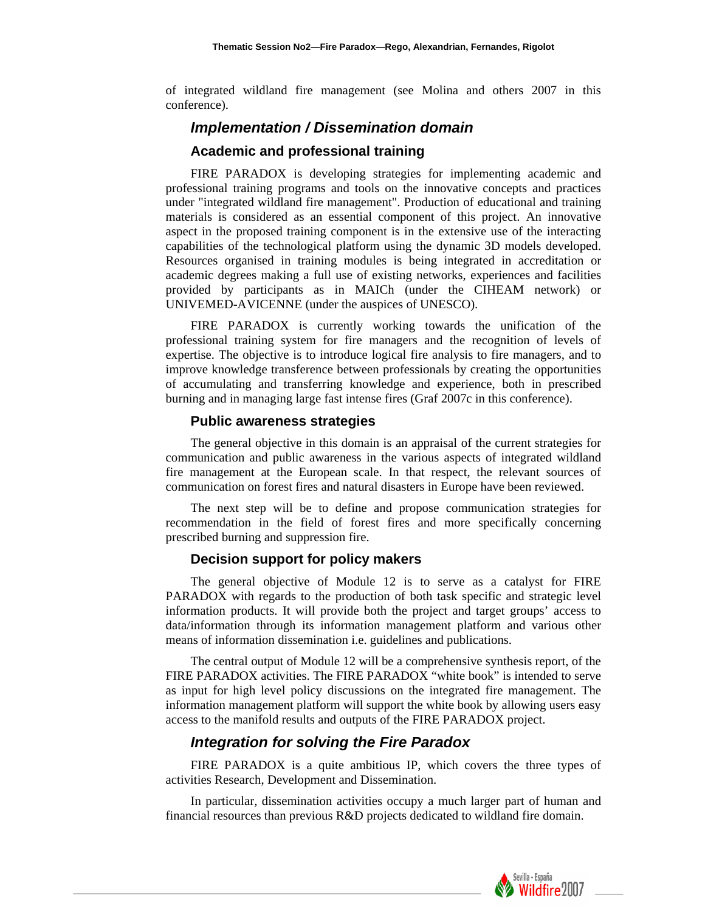of integrated wildland fire management (see Molina and others 2007 in this conference).

## *Implementation / Dissemination domain*

### Academic and professional training

FIRE PARADOX is developing strategies for implementing academic and professional training programs and tools on the innovative concepts and practices under "integrated wildland fire management". Production of educational and training materials is considered as an essential component of this project. An innovative aspect in the proposed training component is in the extensive use of the interacting capabilities of the technological platform using the dynamic 3D models developed. Resources organised in training modules is being integrated in accreditation or academic degrees making a full use of existing networks, experiences and facilities provided by participants as in MAICh (under the CIHEAM network) or UNIVEMED-AVICENNE (under the auspices of UNESCO).

FIRE PARADOX is currently working towards the unification of the professional training system for fire managers and the recognition of levels of expertise. The objective is to introduce logical fire analysis to fire managers, and to improve knowledge transference between professionals by creating the opportunities of accumulating and transferring knowledge and experience, both in prescribed burning and in managing large fast intense fires (Graf 2007c in this conference).

### Public awareness strategies

The general objective in this domain is an appraisal of the current strategies for communication and public awareness in the various aspects of integrated wildland fire management at the European scale. In that respect, the relevant sources of communication on forest fires and natural disasters in Europe have been reviewed.

The next step will be to define and propose communication strategies for recommendation in the field of forest fires and more specifically concerning prescribed burning and suppression fire.

### Decision support for policy makers

The general objective of Module 12 is to serve as a catalyst for FIRE PARADOX with regards to the production of both task specific and strategic level information products. It will provide both the project and target groups' access to data/information through its information management platform and various other means of information dissemination i.e. guidelines and publications.

The central output of Module 12 will be a comprehensive synthesis report, of the FIRE PARADOX activities. The FIRE PARADOX "white book" is intended to serve as input for high level policy discussions on the integrated fire management. The information management platform will support the white book by allowing users easy access to the manifold results and outputs of the FIRE PARADOX project.

## *Integration for solving the Fire Paradox*

FIRE PARADOX is a quite ambitious IP, which covers the three types of activities Research, Development and Dissemination.

In particular, dissemination activities occupy a much larger part of human and financial resources than previous R&D projects dedicated to wildland fire domain.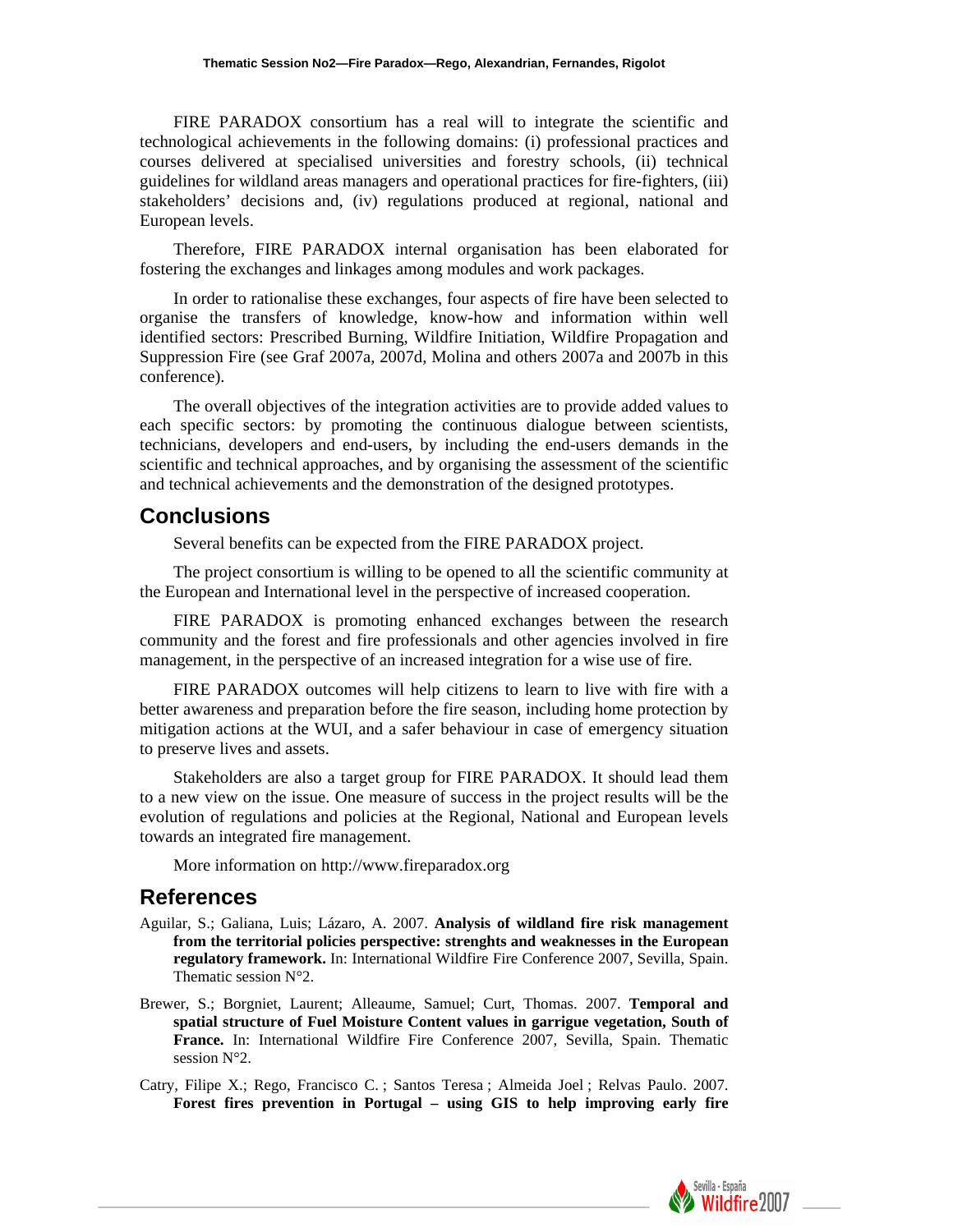FIRE PARADOX consortium has a real will to integrate the scientific and technological achievements in the following domains: (i) professional practices and courses delivered at specialised universities and forestry schools, (ii) technical guidelines for wildland areas managers and operational practices for fire-fighters, (iii) stakeholders' decisions and, (iv) regulations produced at regional, national and European levels.

Therefore, FIRE PARADOX internal organisation has been elaborated for fostering the exchanges and linkages among modules and work packages.

In order to rationalise these exchanges, four aspects of fire have been selected to organise the transfers of knowledge, know-how and information within well identified sectors: Prescribed Burning, Wildfire Initiation, Wildfire Propagation and Suppression Fire (see Graf 2007a, 2007d, Molina and others 2007a and 2007b in this conference).

The overall objectives of the integration activities are to provide added values to each specific sectors: by promoting the continuous dialogue between scientists, technicians, developers and end-users, by including the end-users demands in the scientific and technical approaches, and by organising the assessment of the scientific and technical achievements and the demonstration of the designed prototypes.

## Conclusions

Several benefits can be expected from the FIRE PARADOX project.

The project consortium is willing to be opened to all the scientific community at the European and International level in the perspective of increased cooperation.

FIRE PARADOX is promoting enhanced exchanges between the research community and the forest and fire professionals and other agencies involved in fire management, in the perspective of an increased integration for a wise use of fire.

FIRE PARADOX outcomes will help citizens to learn to live with fire with a better awareness and preparation before the fire season, including home protection by mitigation actions at the WUI, and a safer behaviour in case of emergency situation to preserve lives and assets.

Stakeholders are also a target group for FIRE PARADOX. It should lead them to a new view on the issue. One measure of success in the project results will be the evolution of regulations and policies at the Regional, National and European levels towards an integrated fire management.

More information on http://www.fireparadox.org

## References

Aguilar, S.; Galiana, Luis; Lázaro, A. 2007. **Analysis of wildland fire risk management from the territorial policies perspective: strenghts and weaknesses in the European regulatory framework.** In: International Wildfire Fire Conference 2007, Sevilla, Spain. Thematic session N°2.

Brewer, S.; Borgniet, Laurent; Alleaume, Samuel; Curt, Thomas. 2007. **Temporal and spatial structure of Fuel Moisture Content values in garrigue vegetation, South of France.** In: International Wildfire Fire Conference 2007, Sevilla, Spain. Thematic session N°2.

Catry, Filipe X.; Rego, Francisco C. ; Santos Teresa ; Almeida Joel ; Relvas Paulo. 2007. **Forest fires prevention in Portugal – using GIS to help improving early fire**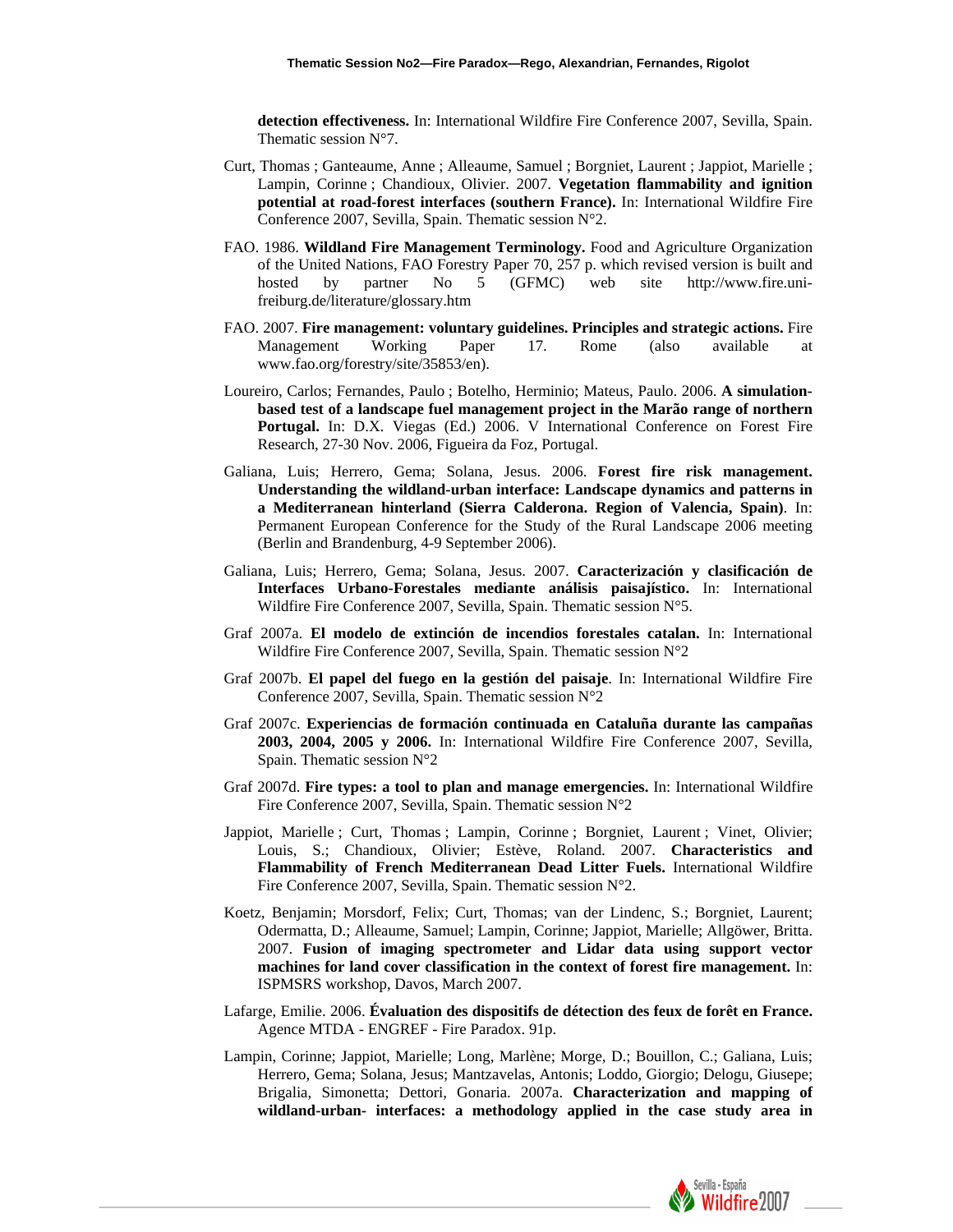**detection effectiveness.** In: International Wildfire Fire Conference 2007, Sevilla, Spain. Thematic session N°7.

Curt, Thomas ; Ganteaume, Anne ; Alleaume, Samuel ; Borgniet, Laurent ; Jappiot, Marielle ; Lampin, Corinne ; Chandioux, Olivier. 2007. **Vegetation flammability and ignition potential at road-forest interfaces (southern France).** In: International Wildfire Fire Conference 2007, Sevilla, Spain. Thematic session N°2.

FAO. 1986. **Wildland Fire Management Terminology.** Food and Agriculture Organization of the United Nations, FAO Forestry Paper 70, 257 p. which revised version is built and hosted by partner No 5 (GFMC) web site http://www.fire.uni-freiburg.de/literature/glossary.htm

FAO. 2007. **Fire management: voluntary guidelines. Principles and strategic actions.** Fire Management Working Paper 17. Rome (also available at www.fao.org/forestry/site/35853/en).

Loureiro, Carlos; Fernandes, Paulo ; Botelho, Herminio; Mateus, Paulo. 2006. **A simulation-based test of a landscape fuel management project in the Marão range of northern Portugal.** In: D.X. Viegas (Ed.) 2006. V International Conference on Forest Fire Research, 27-30 Nov. 2006, Figueira da Foz, Portugal.

Galiana, Luis; Herrero, Gema; Solana, Jesus. 2006. **Forest fire risk management. Understanding the wildland-urban interface: Landscape dynamics and patterns in a Mediterranean hinterland (Sierra Calderona. Region of Valencia, Spain)**. In: Permanent European Conference for the Study of the Rural Landscape 2006 meeting (Berlin and Brandenburg, 4-9 September 2006).

Galiana, Luis; Herrero, Gema; Solana, Jesus. 2007. **Caracterización y clasificación de Interfaces Urbano-Forestales mediante análisis paisajístico.** In: International Wildfire Fire Conference 2007, Sevilla, Spain. Thematic session N°5.

Graf 2007a. **El modelo de extinción de incendios forestales catalan.** In: International Wildfire Fire Conference 2007, Sevilla, Spain. Thematic session N°2

Graf 2007b. **El papel del fuego en la gestión del paisaje**. In: International Wildfire Fire Conference 2007, Sevilla, Spain. Thematic session N°2

Graf 2007c. **Experiencias de formación continuada en Cataluña durante las campañas 2003, 2004, 2005 y 2006.** In: International Wildfire Fire Conference 2007, Sevilla, Spain. Thematic session N°2

Graf 2007d. **Fire types: a tool to plan and manage emergencies.** In: International Wildfire Fire Conference 2007, Sevilla, Spain. Thematic session N°2

Jappiot, Marielle ; Curt, Thomas ; Lampin, Corinne ; Borgniet, Laurent ; Vinet, Olivier; Louis, S.; Chandioux, Olivier; Estève, Roland. 2007. **Characteristics and Flammability of French Mediterranean Dead Litter Fuels.** International Wildfire Fire Conference 2007, Sevilla, Spain. Thematic session N°2.

Koetz, Benjamin; Morsdorf, Felix; Curt, Thomas; van der Lindenc, S.; Borgniet, Laurent; Odermatta, D.; Alleaume, Samuel; Lampin, Corinne; Jappiot, Marielle; Allgöwer, Britta. 2007. **Fusion of imaging spectrometer and Lidar data using support vector machines for land cover classification in the context of forest fire management.** In: ISPMSRS workshop, Davos, March 2007.

Lafarge, Emilie. 2006. **Évaluation des dispositifs de détection des feux de forêt en France.** Agence MTDA - ENGREF - Fire Paradox. 91p.

Lampin, Corinne; Jappiot, Marielle; Long, Marlène; Morge, D.; Bouillon, C.; Galiana, Luis; Herrero, Gema; Solana, Jesus; Mantzavelas, Antonis; Loddo, Giorgio; Delogu, Giusepe; Brigalia, Simonetta; Dettori, Gonaria. 2007a. **Characterization and mapping of wildland-urban- interfaces: a methodology applied in the case study area in**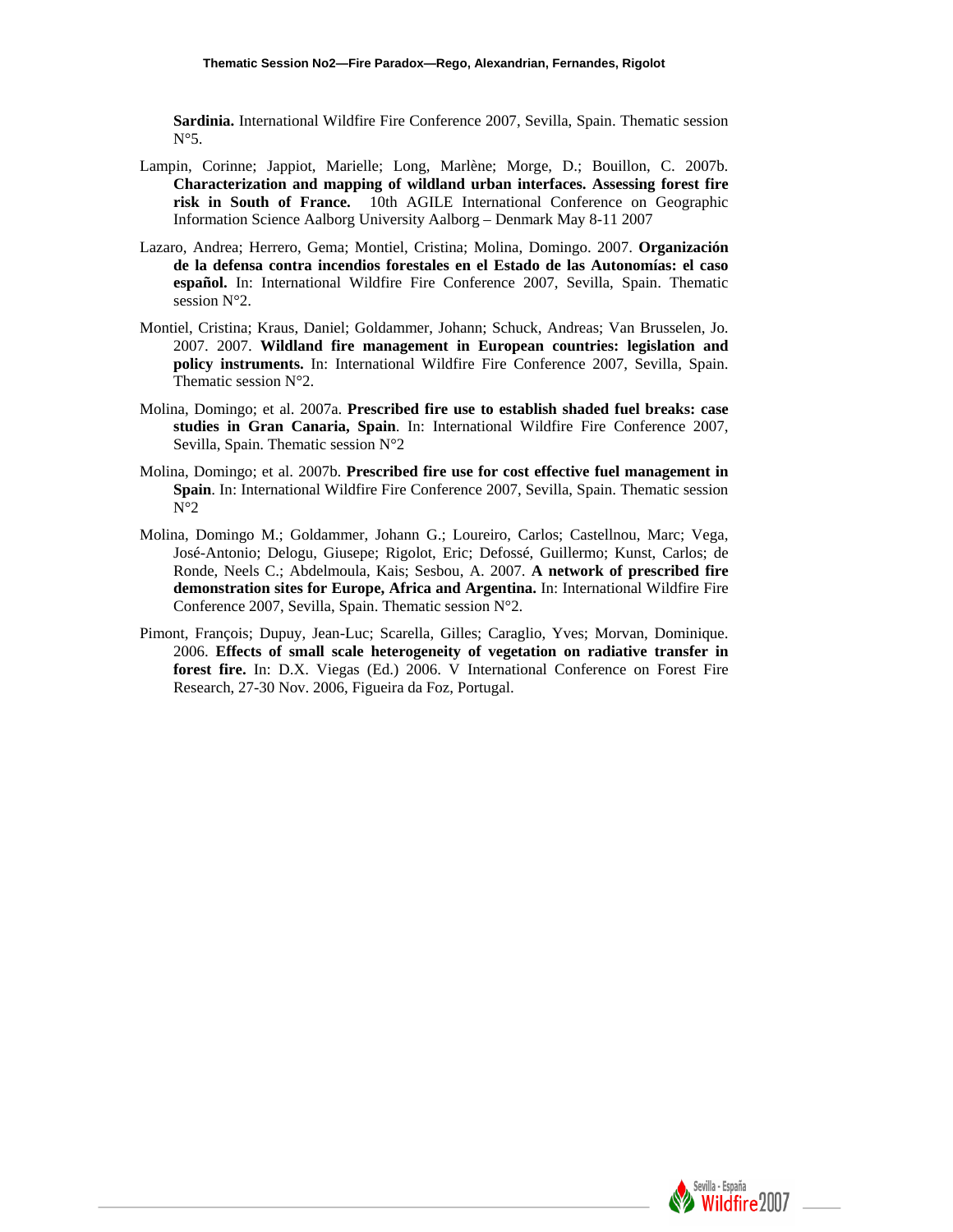**Sardinia.** International Wildfire Fire Conference 2007, Sevilla, Spain. Thematic session N°5.

Lampin, Corinne; Jappiot, Marielle; Long, Marlène; Morge, D.; Bouillon, C. 2007b. **Characterization and mapping of wildland urban interfaces. Assessing forest fire risk in South of France.** 10th AGILE International Conference on Geographic Information Science Aalborg University Aalborg – Denmark May 8-11 2007

Lazaro, Andrea; Herrero, Gema; Montiel, Cristina; Molina, Domingo. 2007. **Organización de la defensa contra incendios forestales en el Estado de las Autonomías: el caso español.** In: International Wildfire Fire Conference 2007, Sevilla, Spain. Thematic session N°2.

Montiel, Cristina; Kraus, Daniel; Goldammer, Johann; Schuck, Andreas; Van Brusselen, Jo. 2007. 2007. **Wildland fire management in European countries: legislation and policy instruments.** In: International Wildfire Fire Conference 2007, Sevilla, Spain. Thematic session N°2.

Molina, Domingo; et al. 2007a. **Prescribed fire use to establish shaded fuel breaks: case studies in Gran Canaria, Spain**. In: International Wildfire Fire Conference 2007, Sevilla, Spain. Thematic session N°2

Molina, Domingo; et al. 2007b. **Prescribed fire use for cost effective fuel management in Spain**. In: International Wildfire Fire Conference 2007, Sevilla, Spain. Thematic session N°2

Molina, Domingo M.; Goldammer, Johann G.; Loureiro, Carlos; Castellnou, Marc; Vega, José-Antonio; Delogu, Giusepe; Rigolot, Eric; Defossé, Guillermo; Kunst, Carlos; de Ronde, Neels C.; Abdelmoula, Kais; Sesbou, A. 2007. **A network of prescribed fire demonstration sites for Europe, Africa and Argentina.** In: International Wildfire Fire Conference 2007, Sevilla, Spain. Thematic session N°2.

Pimont, François; Dupuy, Jean-Luc; Scarella, Gilles; Caraglio, Yves; Morvan, Dominique. 2006. **Effects of small scale heterogeneity of vegetation on radiative transfer in forest fire.** In: D.X. Viegas (Ed.) 2006. V International Conference on Forest Fire Research, 27-30 Nov. 2006, Figueira da Foz, Portugal.